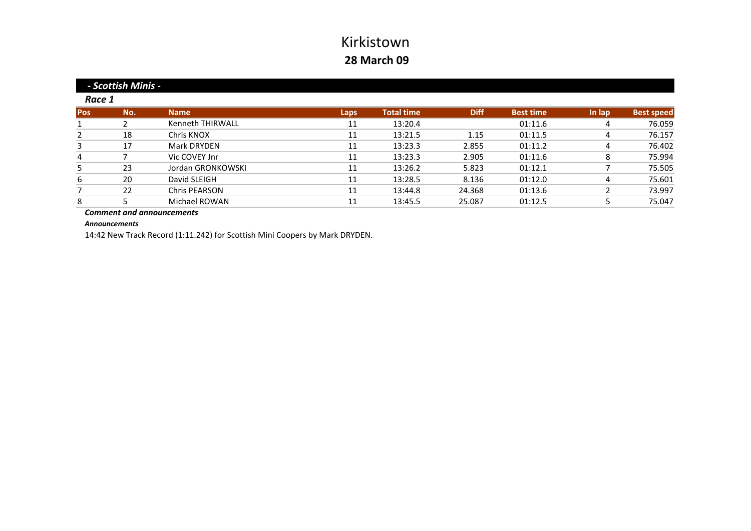# Kirkistown

## 28 March 09

### *- Scottish Minis -*

#### *Race 1*

| Pos | No. | Name | Laps | Total time | Diff | Best time | In lap | Best speed |
|---|---|---|---|---|---|---|---|---|
| 1 | 2 | Kenneth THIRWALL | 11 | 13:20.4 | | 01:11.6 | 4 | 76.059 |
| 2 | 18 | Chris KNOX | 11 | 13:21.5 | 1.15 | 01:11.5 | 4 | 76.157 |
| 3 | 17 | Mark DRYDEN | 11 | 13:23.3 | 2.855 | 01:11.2 | 4 | 76.402 |
| 4 | 7 | Vic COVEY Jnr | 11 | 13:23.3 | 2.905 | 01:11.6 | 8 | 75.994 |
| 5 | 23 | Jordan GRONKOWSKI | 11 | 13:26.2 | 5.823 | 01:12.1 | 7 | 75.505 |
| 6 | 20 | David SLEIGH | 11 | 13:28.5 | 8.136 | 01:12.0 | 4 | 75.601 |
| 7 | 22 | Chris PEARSON | 11 | 13:44.8 | 24.368 | 01:13.6 | 2 | 73.997 |
| 8 | 5 | Michael ROWAN | 11 | 13:45.5 | 25.087 | 01:12.5 | 5 | 75.047 |

***Comment and announcements***

***Announcements***

14:42 New Track Record (1:11.242) for Scottish Mini Coopers by Mark DRYDEN.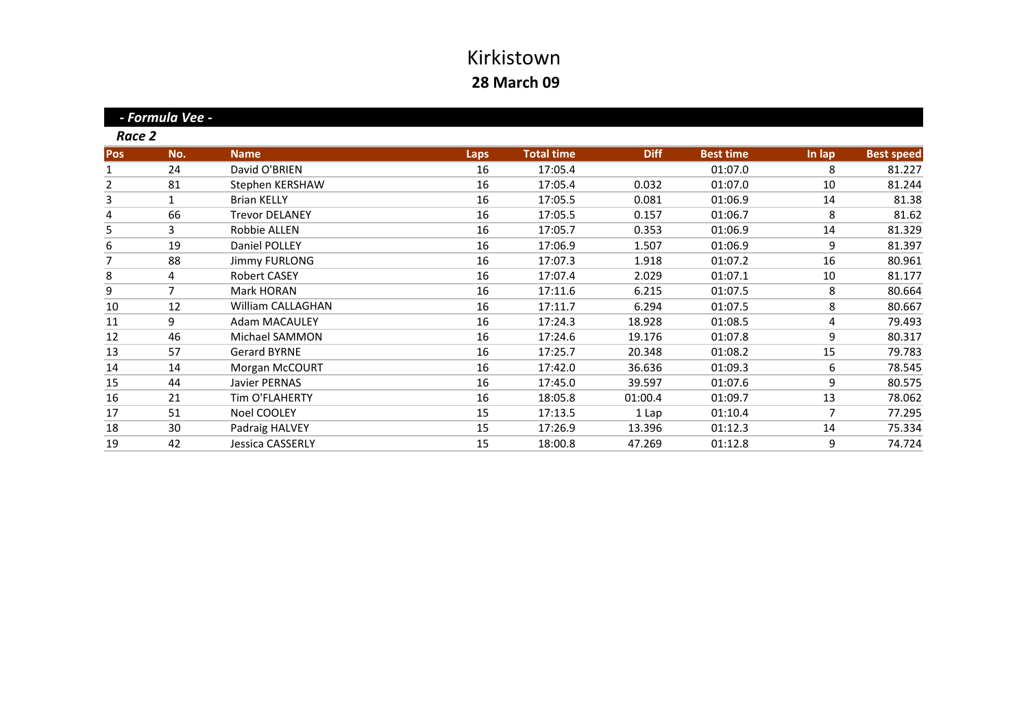# Kirkistown

## 28 March 09

### *- Formula Vee -*

***Race 2***

| Pos | No. | Name | Laps | Total time | Diff | Best time | In lap | Best speed |
|---|---|---|---|---|---|---|---|---|
| 1 | 24 | David O'BRIEN | 16 | 17:05.4 | | 01:07.0 | 8 | 81.227 |
| 2 | 81 | Stephen KERSHAW | 16 | 17:05.4 | 0.032 | 01:07.0 | 10 | 81.244 |
| 3 | 1 | Brian KELLY | 16 | 17:05.5 | 0.081 | 01:06.9 | 14 | 81.38 |
| 4 | 66 | Trevor DELANEY | 16 | 17:05.5 | 0.157 | 01:06.7 | 8 | 81.62 |
| 5 | 3 | Robbie ALLEN | 16 | 17:05.7 | 0.353 | 01:06.9 | 14 | 81.329 |
| 6 | 19 | Daniel POLLEY | 16 | 17:06.9 | 1.507 | 01:06.9 | 9 | 81.397 |
| 7 | 88 | Jimmy FURLONG | 16 | 17:07.3 | 1.918 | 01:07.2 | 16 | 80.961 |
| 8 | 4 | Robert CASEY | 16 | 17:07.4 | 2.029 | 01:07.1 | 10 | 81.177 |
| 9 | 7 | Mark HORAN | 16 | 17:11.6 | 6.215 | 01:07.5 | 8 | 80.664 |
| 10 | 12 | William CALLAGHAN | 16 | 17:11.7 | 6.294 | 01:07.5 | 8 | 80.667 |
| 11 | 9 | Adam MACAULEY | 16 | 17:24.3 | 18.928 | 01:08.5 | 4 | 79.493 |
| 12 | 46 | Michael SAMMON | 16 | 17:24.6 | 19.176 | 01:07.8 | 9 | 80.317 |
| 13 | 57 | Gerard BYRNE | 16 | 17:25.7 | 20.348 | 01:08.2 | 15 | 79.783 |
| 14 | 14 | Morgan McCOURT | 16 | 17:42.0 | 36.636 | 01:09.3 | 6 | 78.545 |
| 15 | 44 | Javier PERNAS | 16 | 17:45.0 | 39.597 | 01:07.6 | 9 | 80.575 |
| 16 | 21 | Tim O'FLAHERTY | 16 | 18:05.8 | 01:00.4 | 01:09.7 | 13 | 78.062 |
| 17 | 51 | Noel COOLEY | 15 | 17:13.5 | 1 Lap | 01:10.4 | 7 | 77.295 |
| 18 | 30 | Padraig HALVEY | 15 | 17:26.9 | 13.396 | 01:12.3 | 14 | 75.334 |
| 19 | 42 | Jessica CASSERLY | 15 | 18:00.8 | 47.269 | 01:12.8 | 9 | 74.724 |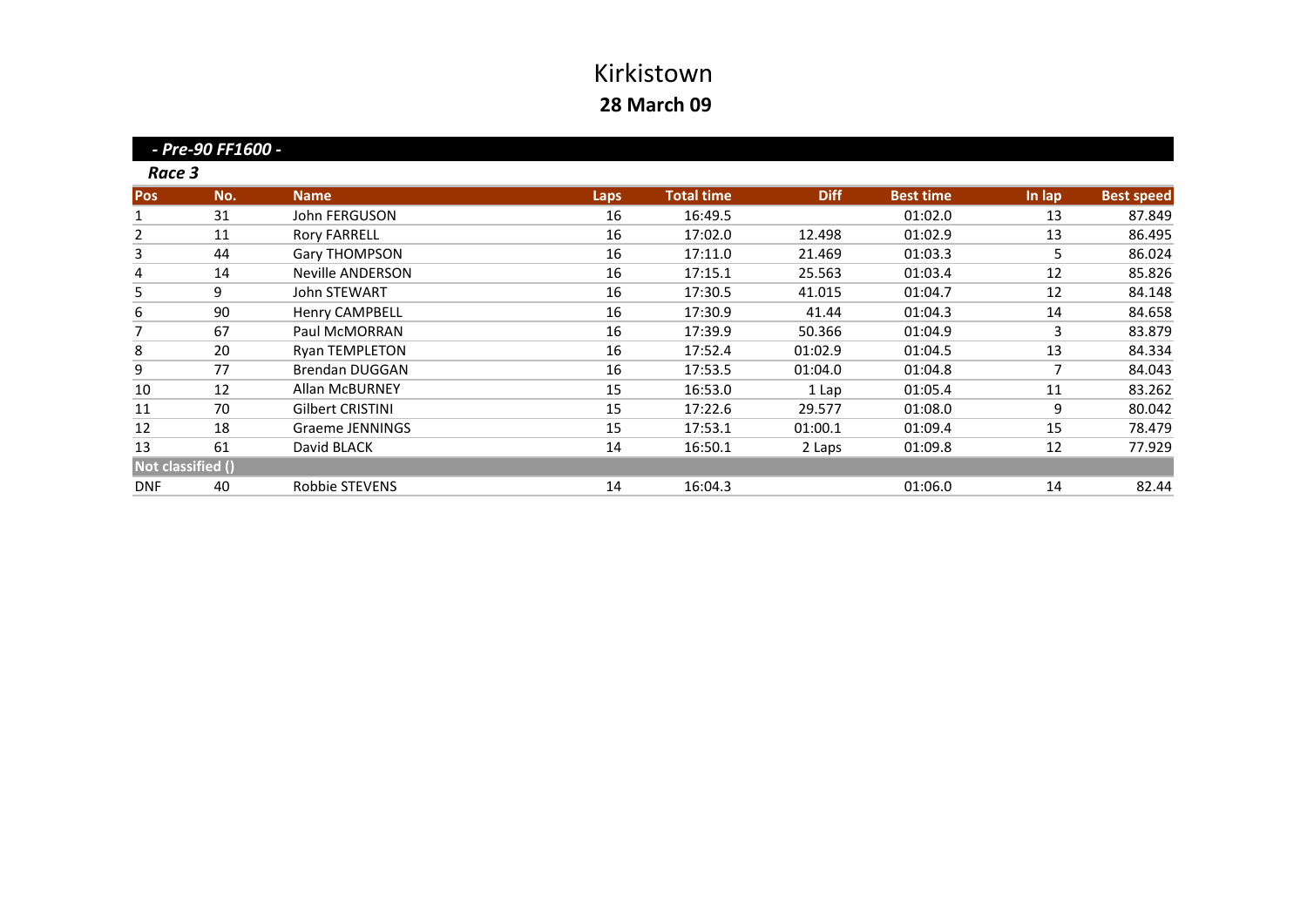# Kirkistown

## 28 March 09

### *- Pre-90 FF1600 -*

#### *Race 3*

| Pos | No. | Name | Laps | Total time | Diff | Best time | In lap | Best speed |
|---|---|---|---|---|---|---|---|---|
| 1 | 31 | John FERGUSON | 16 | 16:49.5 | | 01:02.0 | 13 | 87.849 |
| 2 | 11 | Rory FARRELL | 16 | 17:02.0 | 12.498 | 01:02.9 | 13 | 86.495 |
| 3 | 44 | Gary THOMPSON | 16 | 17:11.0 | 21.469 | 01:03.3 | 5 | 86.024 |
| 4 | 14 | Neville ANDERSON | 16 | 17:15.1 | 25.563 | 01:03.4 | 12 | 85.826 |
| 5 | 9 | John STEWART | 16 | 17:30.5 | 41.015 | 01:04.7 | 12 | 84.148 |
| 6 | 90 | Henry CAMPBELL | 16 | 17:30.9 | 41.44 | 01:04.3 | 14 | 84.658 |
| 7 | 67 | Paul McMORRAN | 16 | 17:39.9 | 50.366 | 01:04.9 | 3 | 83.879 |
| 8 | 20 | Ryan TEMPLETON | 16 | 17:52.4 | 01:02.9 | 01:04.5 | 13 | 84.334 |
| 9 | 77 | Brendan DUGGAN | 16 | 17:53.5 | 01:04.0 | 01:04.8 | 7 | 84.043 |
| 10 | 12 | Allan McBURNEY | 15 | 16:53.0 | 1 Lap | 01:05.4 | 11 | 83.262 |
| 11 | 70 | Gilbert CRISTINI | 15 | 17:22.6 | 29.577 | 01:08.0 | 9 | 80.042 |
| 12 | 18 | Graeme JENNINGS | 15 | 17:53.1 | 01:00.1 | 01:09.4 | 15 | 78.479 |
| 13 | 61 | David BLACK | 14 | 16:50.1 | 2 Laps | 01:09.8 | 12 | 77.929 |
| **Not classified ()** | | | | | | | | |
| DNF | 40 | Robbie STEVENS | 14 | 16:04.3 | | 01:06.0 | 14 | 82.44 |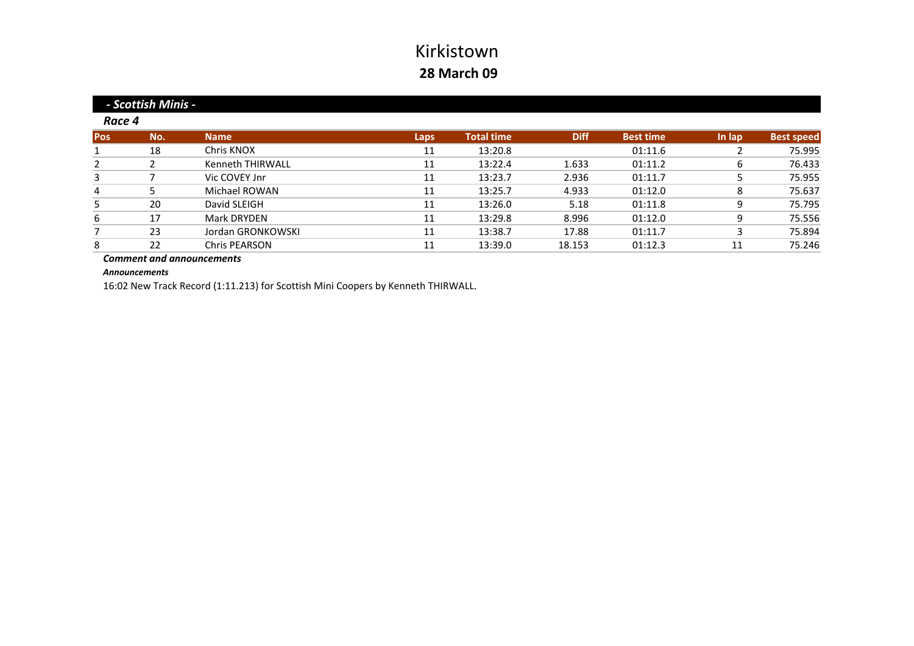# Kirkistown

## 28 March 09

### *- Scottish Minis -*

#### *Race 4*

| Pos | No. | Name | Laps | Total time | Diff | Best time | In lap | Best speed |
|---|---|---|---|---|---|---|---|---|
| 1 | 18 | Chris KNOX | 11 | 13:20.8 | | 01:11.6 | 2 | 75.995 |
| 2 | 2 | Kenneth THIRWALL | 11 | 13:22.4 | 1.633 | 01:11.2 | 6 | 76.433 |
| 3 | 7 | Vic COVEY Jnr | 11 | 13:23.7 | 2.936 | 01:11.7 | 5 | 75.955 |
| 4 | 5 | Michael ROWAN | 11 | 13:25.7 | 4.933 | 01:12.0 | 8 | 75.637 |
| 5 | 20 | David SLEIGH | 11 | 13:26.0 | 5.18 | 01:11.8 | 9 | 75.795 |
| 6 | 17 | Mark DRYDEN | 11 | 13:29.8 | 8.996 | 01:12.0 | 9 | 75.556 |
| 7 | 23 | Jordan GRONKOWSKI | 11 | 13:38.7 | 17.88 | 01:11.7 | 3 | 75.894 |
| 8 | 22 | Chris PEARSON | 11 | 13:39.0 | 18.153 | 01:12.3 | 11 | 75.246 |

***Comment and announcements***

***Announcements***

16:02 New Track Record (1:11.213) for Scottish Mini Coopers by Kenneth THIRWALL.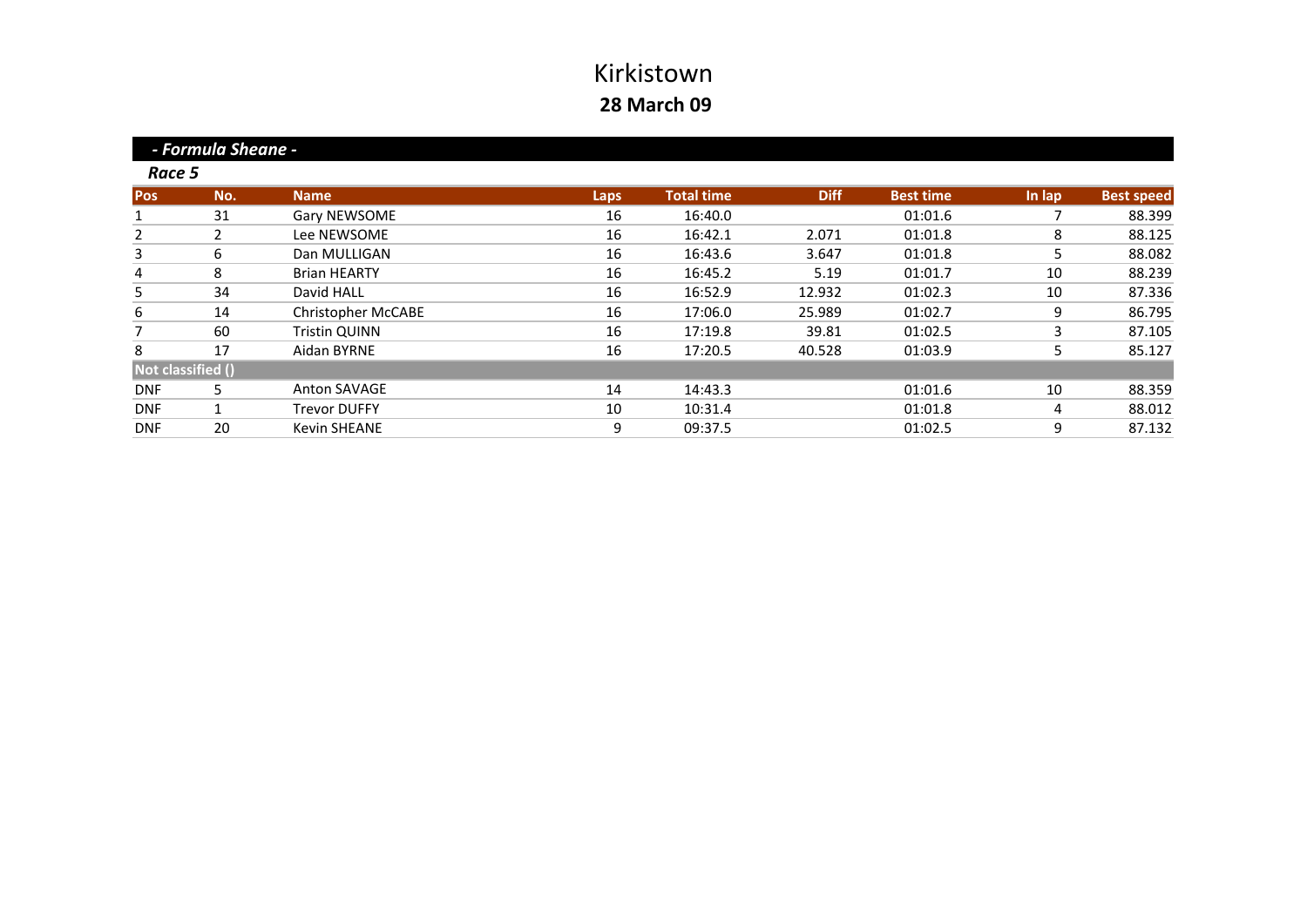# Kirkistown

## 28 March 09

### *- Formula Sheane -*

***Race 5***

| Pos | No. | Name | Laps | Total time | Diff | Best time | In lap | Best speed |
|---|---|---|---|---|---|---|---|---|
| 1 | 31 | Gary NEWSOME | 16 | 16:40.0 | | 01:01.6 | 7 | 88.399 |
| 2 | 2 | Lee NEWSOME | 16 | 16:42.1 | 2.071 | 01:01.8 | 8 | 88.125 |
| 3 | 6 | Dan MULLIGAN | 16 | 16:43.6 | 3.647 | 01:01.8 | 5 | 88.082 |
| 4 | 8 | Brian HEARTY | 16 | 16:45.2 | 5.19 | 01:01.7 | 10 | 88.239 |
| 5 | 34 | David HALL | 16 | 16:52.9 | 12.932 | 01:02.3 | 10 | 87.336 |
| 6 | 14 | Christopher McCABE | 16 | 17:06.0 | 25.989 | 01:02.7 | 9 | 86.795 |
| 7 | 60 | Tristin QUINN | 16 | 17:19.8 | 39.81 | 01:02.5 | 3 | 87.105 |
| 8 | 17 | Aidan BYRNE | 16 | 17:20.5 | 40.528 | 01:03.9 | 5 | 85.127 |
| **Not classified ()** | | | | | | | | |
| DNF | 5 | Anton SAVAGE | 14 | 14:43.3 | | 01:01.6 | 10 | 88.359 |
| DNF | 1 | Trevor DUFFY | 10 | 10:31.4 | | 01:01.8 | 4 | 88.012 |
| DNF | 20 | Kevin SHEANE | 9 | 09:37.5 | | 01:02.5 | 9 | 87.132 |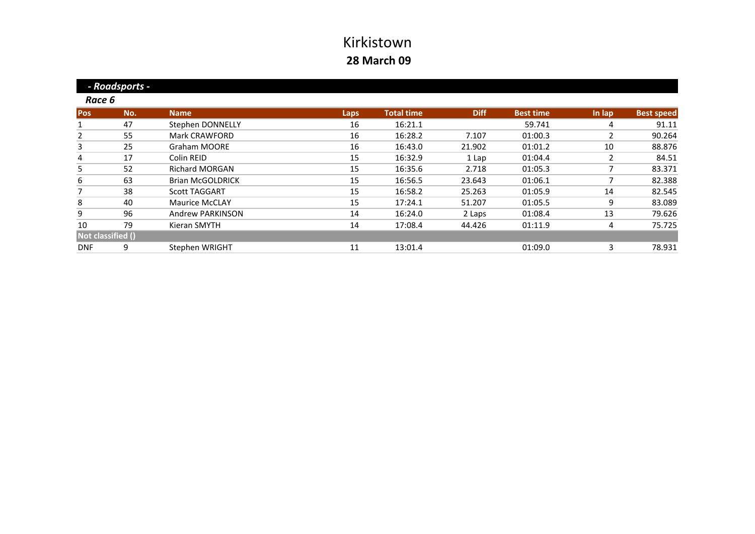# Kirkistown

## 28 March 09

### *- Roadsports -*

#### *Race 6*

| Pos | No. | Name | Laps | Total time | Diff | Best time | In lap | Best speed |
|---|---|---|---|---|---|---|---|---|
| 1 | 47 | Stephen DONNELLY | 16 | 16:21.1 | | 59.741 | 4 | 91.11 |
| 2 | 55 | Mark CRAWFORD | 16 | 16:28.2 | 7.107 | 01:00.3 | 2 | 90.264 |
| 3 | 25 | Graham MOORE | 16 | 16:43.0 | 21.902 | 01:01.2 | 10 | 88.876 |
| 4 | 17 | Colin REID | 15 | 16:32.9 | 1 Lap | 01:04.4 | 2 | 84.51 |
| 5 | 52 | Richard MORGAN | 15 | 16:35.6 | 2.718 | 01:05.3 | 7 | 83.371 |
| 6 | 63 | Brian McGOLDRICK | 15 | 16:56.5 | 23.643 | 01:06.1 | 7 | 82.388 |
| 7 | 38 | Scott TAGGART | 15 | 16:58.2 | 25.263 | 01:05.9 | 14 | 82.545 |
| 8 | 40 | Maurice McCLAY | 15 | 17:24.1 | 51.207 | 01:05.5 | 9 | 83.089 |
| 9 | 96 | Andrew PARKINSON | 14 | 16:24.0 | 2 Laps | 01:08.4 | 13 | 79.626 |
| 10 | 79 | Kieran SMYTH | 14 | 17:08.4 | 44.426 | 01:11.9 | 4 | 75.725 |
| **Not classified ()** | | | | | | | | |
| DNF | 9 | Stephen WRIGHT | 11 | 13:01.4 | | 01:09.0 | 3 | 78.931 |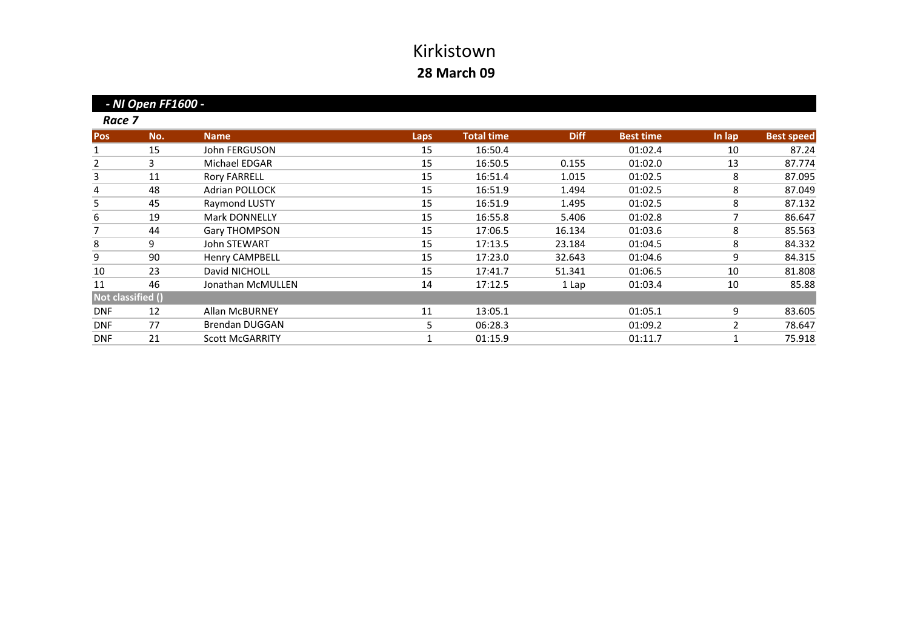# Kirkistown

## 28 March 09

### *- NI Open FF1600 -*

***Race 7***

| Pos | No. | Name | Laps | Total time | Diff | Best time | In lap | Best speed |
|---|---|---|---|---|---|---|---|---|
| 1 | 15 | John FERGUSON | 15 | 16:50.4 | | 01:02.4 | 10 | 87.24 |
| 2 | 3 | Michael EDGAR | 15 | 16:50.5 | 0.155 | 01:02.0 | 13 | 87.774 |
| 3 | 11 | Rory FARRELL | 15 | 16:51.4 | 1.015 | 01:02.5 | 8 | 87.095 |
| 4 | 48 | Adrian POLLOCK | 15 | 16:51.9 | 1.494 | 01:02.5 | 8 | 87.049 |
| 5 | 45 | Raymond LUSTY | 15 | 16:51.9 | 1.495 | 01:02.5 | 8 | 87.132 |
| 6 | 19 | Mark DONNELLY | 15 | 16:55.8 | 5.406 | 01:02.8 | 7 | 86.647 |
| 7 | 44 | Gary THOMPSON | 15 | 17:06.5 | 16.134 | 01:03.6 | 8 | 85.563 |
| 8 | 9 | John STEWART | 15 | 17:13.5 | 23.184 | 01:04.5 | 8 | 84.332 |
| 9 | 90 | Henry CAMPBELL | 15 | 17:23.0 | 32.643 | 01:04.6 | 9 | 84.315 |
| 10 | 23 | David NICHOLL | 15 | 17:41.7 | 51.341 | 01:06.5 | 10 | 81.808 |
| 11 | 46 | Jonathan McMULLEN | 14 | 17:12.5 | 1 Lap | 01:03.4 | 10 | 85.88 |
| **Not classified ()** | | | | | | | | |
| DNF | 12 | Allan McBURNEY | 11 | 13:05.1 | | 01:05.1 | 9 | 83.605 |
| DNF | 77 | Brendan DUGGAN | 5 | 06:28.3 | | 01:09.2 | 2 | 78.647 |
| DNF | 21 | Scott McGARRITY | 1 | 01:15.9 | | 01:11.7 | 1 | 75.918 |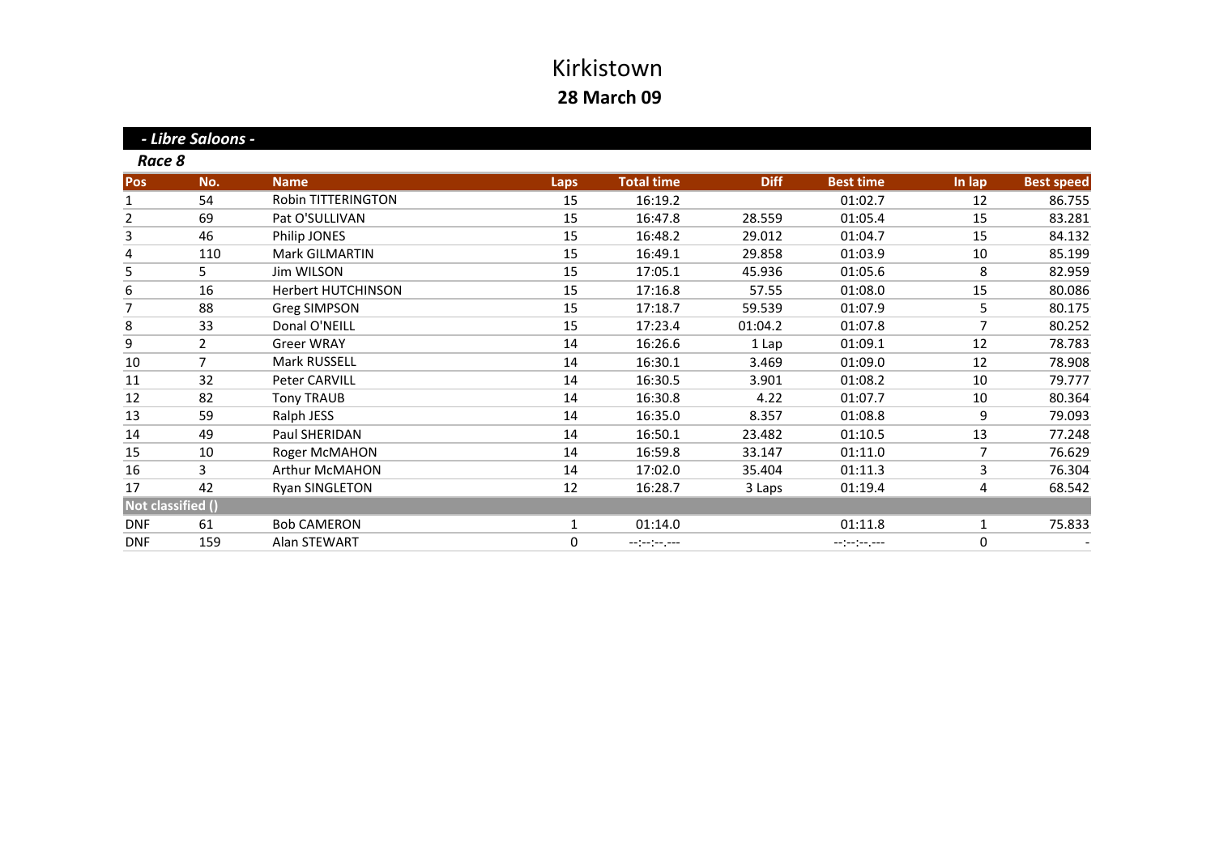# Kirkistown

## 28 March 09

### *- Libre Saloons -*

***Race 8***

| Pos | No. | Name | Laps | Total time | Diff | Best time | In lap | Best speed |
|---|---|---|---|---|---|---|---|---|
| 1 | 54 | Robin TITTERINGTON | 15 | 16:19.2 | | 01:02.7 | 12 | 86.755 |
| 2 | 69 | Pat O'SULLIVAN | 15 | 16:47.8 | 28.559 | 01:05.4 | 15 | 83.281 |
| 3 | 46 | Philip JONES | 15 | 16:48.2 | 29.012 | 01:04.7 | 15 | 84.132 |
| 4 | 110 | Mark GILMARTIN | 15 | 16:49.1 | 29.858 | 01:03.9 | 10 | 85.199 |
| 5 | 5 | Jim WILSON | 15 | 17:05.1 | 45.936 | 01:05.6 | 8 | 82.959 |
| 6 | 16 | Herbert HUTCHINSON | 15 | 17:16.8 | 57.55 | 01:08.0 | 15 | 80.086 |
| 7 | 88 | Greg SIMPSON | 15 | 17:18.7 | 59.539 | 01:07.9 | 5 | 80.175 |
| 8 | 33 | Donal O'NEILL | 15 | 17:23.4 | 01:04.2 | 01:07.8 | 7 | 80.252 |
| 9 | 2 | Greer WRAY | 14 | 16:26.6 | 1 Lap | 01:09.1 | 12 | 78.783 |
| 10 | 7 | Mark RUSSELL | 14 | 16:30.1 | 3.469 | 01:09.0 | 12 | 78.908 |
| 11 | 32 | Peter CARVILL | 14 | 16:30.5 | 3.901 | 01:08.2 | 10 | 79.777 |
| 12 | 82 | Tony TRAUB | 14 | 16:30.8 | 4.22 | 01:07.7 | 10 | 80.364 |
| 13 | 59 | Ralph JESS | 14 | 16:35.0 | 8.357 | 01:08.8 | 9 | 79.093 |
| 14 | 49 | Paul SHERIDAN | 14 | 16:50.1 | 23.482 | 01:10.5 | 13 | 77.248 |
| 15 | 10 | Roger McMAHON | 14 | 16:59.8 | 33.147 | 01:11.0 | 7 | 76.629 |
| 16 | 3 | Arthur McMAHON | 14 | 17:02.0 | 35.404 | 01:11.3 | 3 | 76.304 |
| 17 | 42 | Ryan SINGLETON | 12 | 16:28.7 | 3 Laps | 01:19.4 | 4 | 68.542 |
| **Not classified ()** | | | | | | | | |
| DNF | 61 | Bob CAMERON | 1 | 01:14.0 | | 01:11.8 | 1 | 75.833 |
| DNF | 159 | Alan STEWART | 0 | --:--:--.--- | | --:--:--.--- | 0 | - |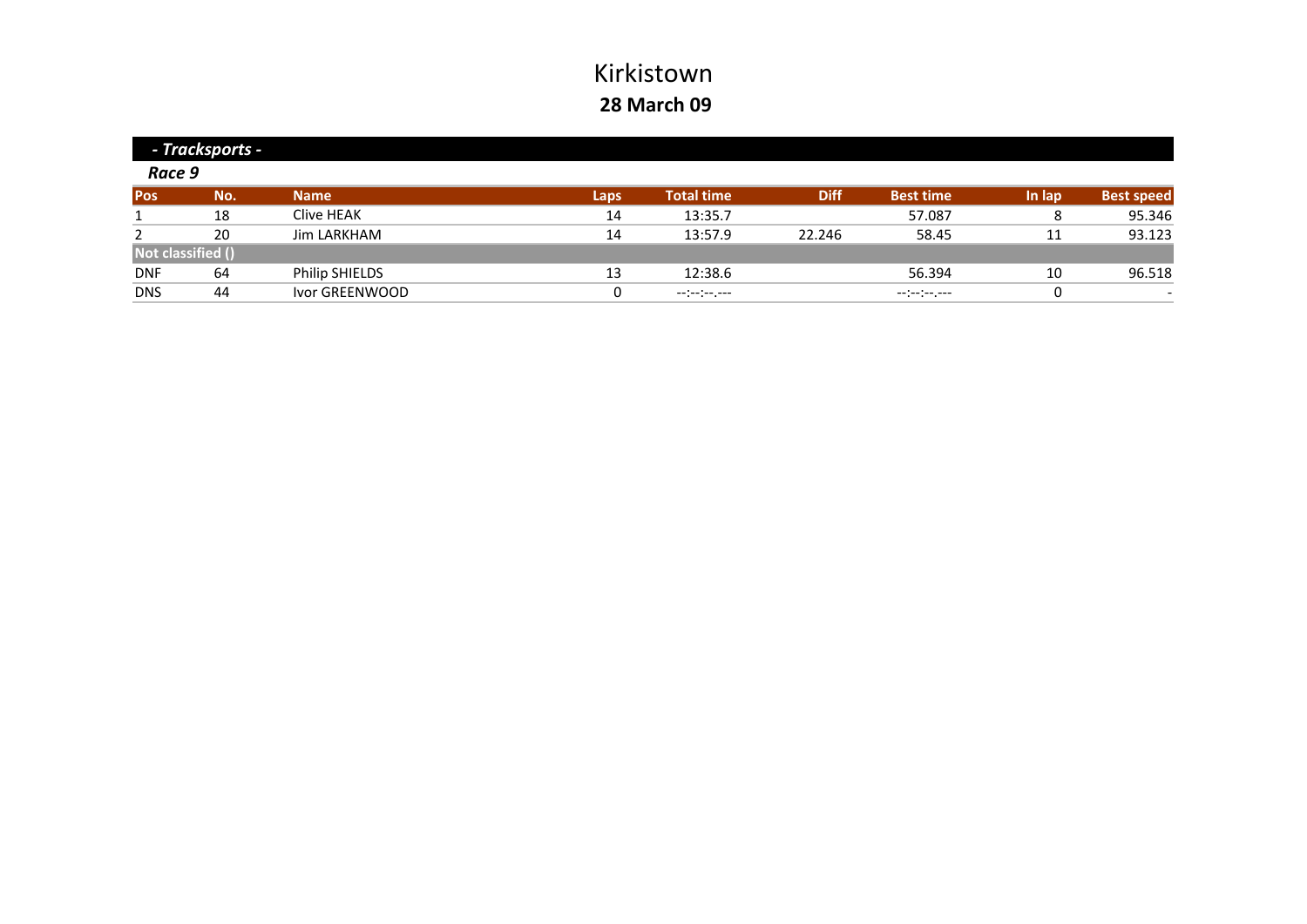# Kirkistown

## 28 March 09

### *- Tracksports -*

#### *Race 9*

| Pos | No. | Name | Laps | Total time | Diff | Best time | In lap | Best speed |
|---|---|---|---|---|---|---|---|---|
| 1 | 18 | Clive HEAK | 14 | 13:35.7 | | 57.087 | 8 | 95.346 |
| 2 | 20 | Jim LARKHAM | 14 | 13:57.9 | 22.246 | 58.45 | 11 | 93.123 |
| **Not classified ()** | | | | | | | | |
| DNF | 64 | Philip SHIELDS | 13 | 12:38.6 | | 56.394 | 10 | 96.518 |
| DNS | 44 | Ivor GREENWOOD | 0 | --:--:--.--- | | --:--:--.--- | 0 | - |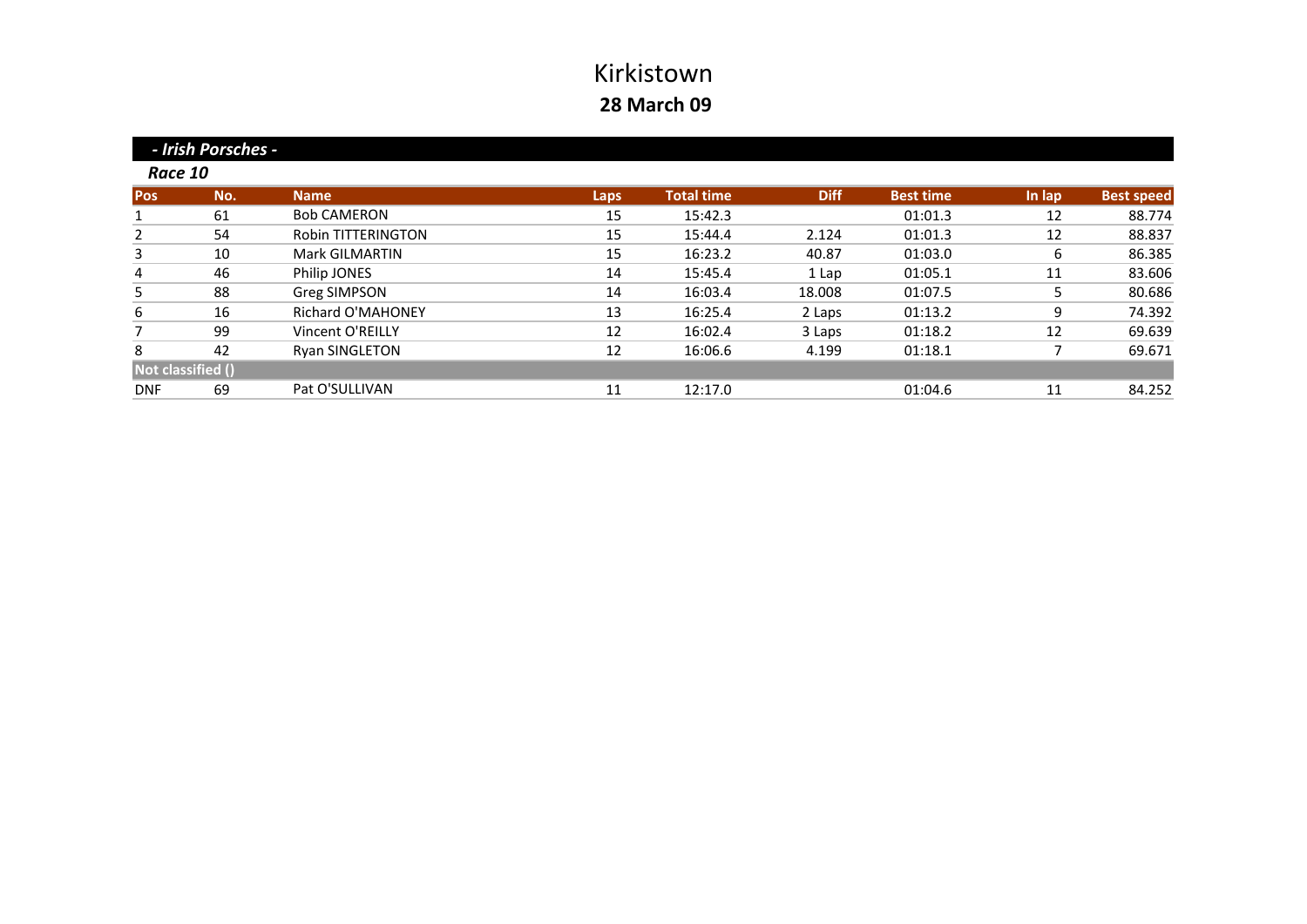# Kirkistown

**28 March 09**

## *- Irish Porsches -*

### *Race 10*

| Pos | No. | Name | Laps | Total time | Diff | Best time | In lap | Best speed |
|---|---|---|---|---|---|---|---|---|
| 1 | 61 | Bob CAMERON | 15 | 15:42.3 | | 01:01.3 | 12 | 88.774 |
| 2 | 54 | Robin TITTERINGTON | 15 | 15:44.4 | 2.124 | 01:01.3 | 12 | 88.837 |
| 3 | 10 | Mark GILMARTIN | 15 | 16:23.2 | 40.87 | 01:03.0 | 6 | 86.385 |
| 4 | 46 | Philip JONES | 14 | 15:45.4 | 1 Lap | 01:05.1 | 11 | 83.606 |
| 5 | 88 | Greg SIMPSON | 14 | 16:03.4 | 18.008 | 01:07.5 | 5 | 80.686 |
| 6 | 16 | Richard O'MAHONEY | 13 | 16:25.4 | 2 Laps | 01:13.2 | 9 | 74.392 |
| 7 | 99 | Vincent O'REILLY | 12 | 16:02.4 | 3 Laps | 01:18.2 | 12 | 69.639 |
| 8 | 42 | Ryan SINGLETON | 12 | 16:06.6 | 4.199 | 01:18.1 | 7 | 69.671 |
| **Not classified ()** | | | | | | | | |
| DNF | 69 | Pat O'SULLIVAN | 11 | 12:17.0 | | 01:04.6 | 11 | 84.252 |